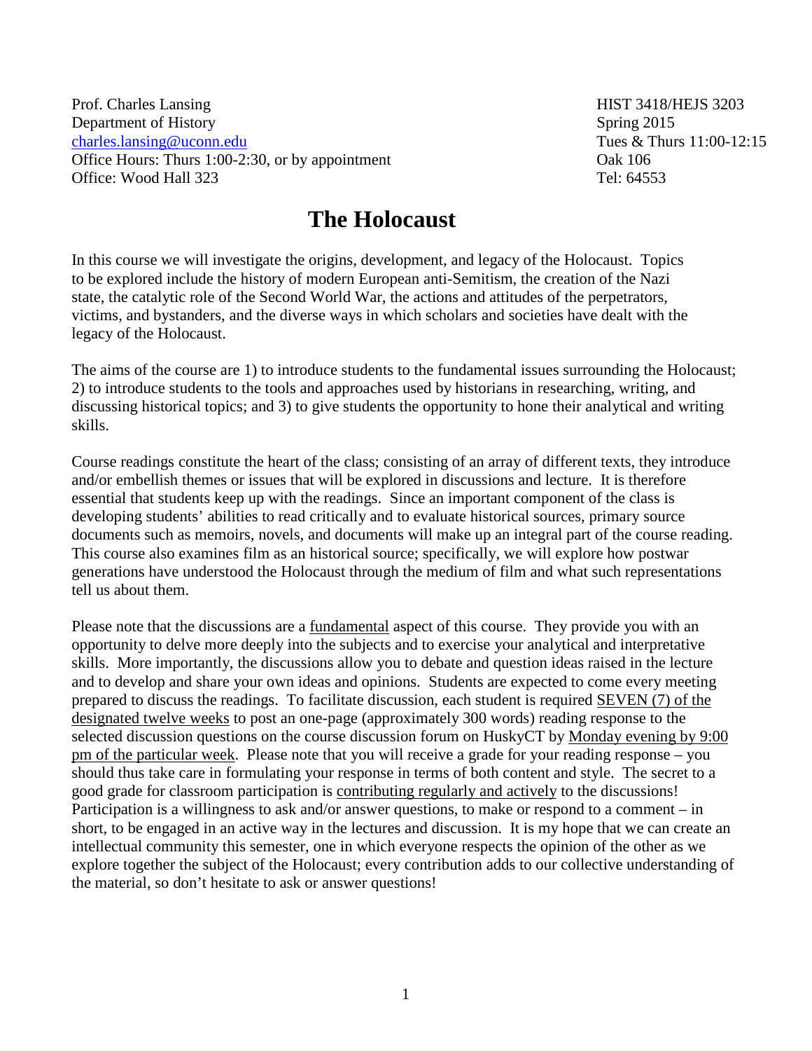Prof. Charles Lansing
Department of History
charles.lansing@uconn.edu
Office Hours: Thurs 1:00-2:30, or by appointment
Office: Wood Hall 323

HIST 3418/HEJS 3203
Spring 2015
Tues & Thurs 11:00-12:15
Oak 106
Tel: 64553

# The Holocaust

In this course we will investigate the origins, development, and legacy of the Holocaust. Topics to be explored include the history of modern European anti-Semitism, the creation of the Nazi state, the catalytic role of the Second World War, the actions and attitudes of the perpetrators, victims, and bystanders, and the diverse ways in which scholars and societies have dealt with the legacy of the Holocaust.

The aims of the course are 1) to introduce students to the fundamental issues surrounding the Holocaust; 2) to introduce students to the tools and approaches used by historians in researching, writing, and discussing historical topics; and 3) to give students the opportunity to hone their analytical and writing skills.

Course readings constitute the heart of the class; consisting of an array of different texts, they introduce and/or embellish themes or issues that will be explored in discussions and lecture. It is therefore essential that students keep up with the readings. Since an important component of the class is developing students' abilities to read critically and to evaluate historical sources, primary source documents such as memoirs, novels, and documents will make up an integral part of the course reading. This course also examines film as an historical source; specifically, we will explore how postwar generations have understood the Holocaust through the medium of film and what such representations tell us about them.

Please note that the discussions are a <u>fundamental</u> aspect of this course. They provide you with an opportunity to delve more deeply into the subjects and to exercise your analytical and interpretative skills. More importantly, the discussions allow you to debate and question ideas raised in the lecture and to develop and share your own ideas and opinions. Students are expected to come every meeting prepared to discuss the readings. To facilitate discussion, each student is required <u>SEVEN (7) of the designated twelve weeks</u> to post an one-page (approximately 300 words) reading response to the selected discussion questions on the course discussion forum on HuskyCT by <u>Monday evening by 9:00 pm of the particular week</u>. Please note that you will receive a grade for your reading response – you should thus take care in formulating your response in terms of both content and style. The secret to a good grade for classroom participation is <u>contributing regularly and actively</u> to the discussions! Participation is a willingness to ask and/or answer questions, to make or respond to a comment – in short, to be engaged in an active way in the lectures and discussion. It is my hope that we can create an intellectual community this semester, one in which everyone respects the opinion of the other as we explore together the subject of the Holocaust; every contribution adds to our collective understanding of the material, so don't hesitate to ask or answer questions!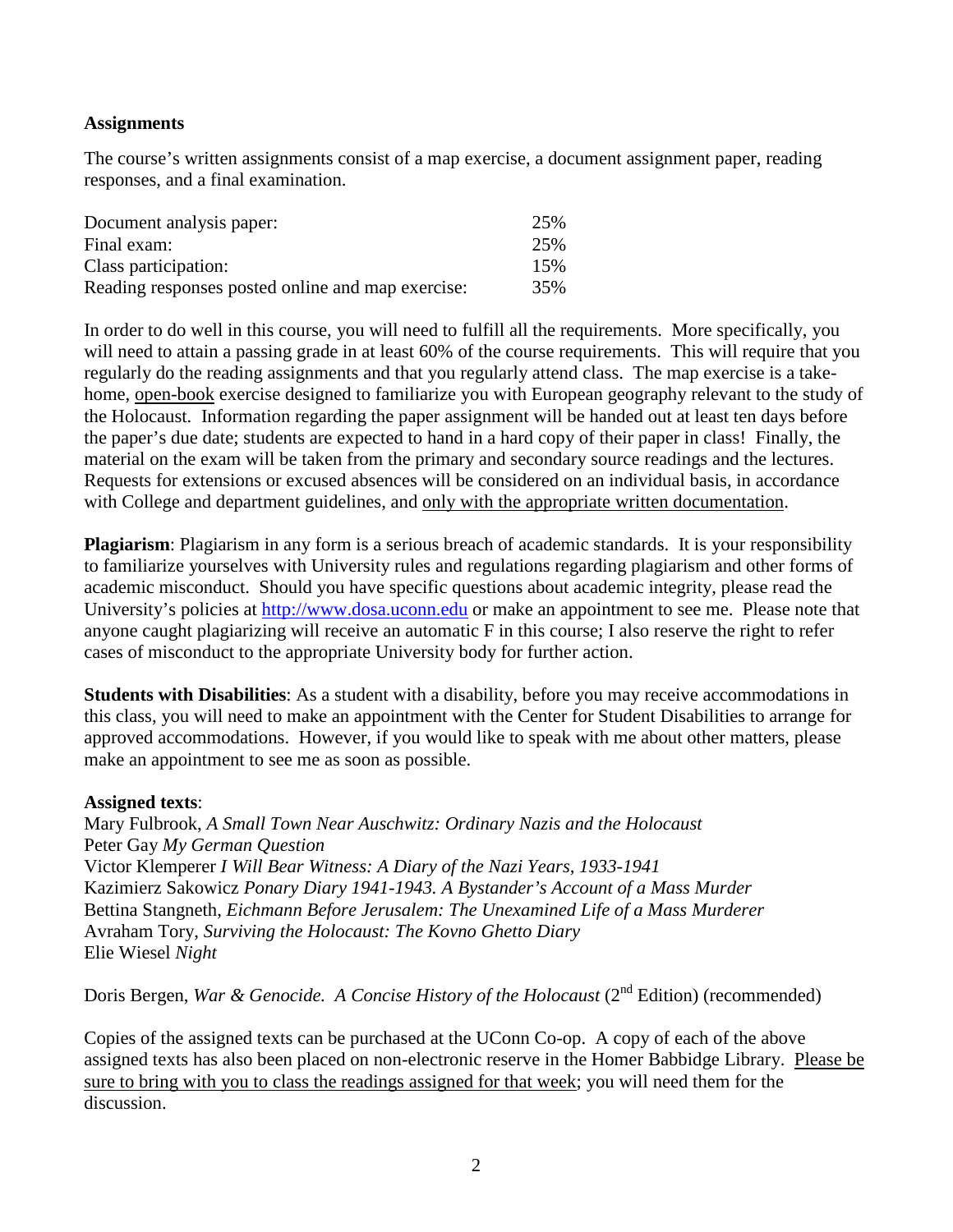**Assignments**

The course's written assignments consist of a map exercise, a document assignment paper, reading responses, and a final examination.

| | |
|---|---|
| Document analysis paper: | 25% |
| Final exam: | 25% |
| Class participation: | 15% |
| Reading responses posted online and map exercise: | 35% |

In order to do well in this course, you will need to fulfill all the requirements. More specifically, you will need to attain a passing grade in at least 60% of the course requirements. This will require that you regularly do the reading assignments and that you regularly attend class. The map exercise is a take-home, open-book exercise designed to familiarize you with European geography relevant to the study of the Holocaust. Information regarding the paper assignment will be handed out at least ten days before the paper's due date; students are expected to hand in a hard copy of their paper in class! Finally, the material on the exam will be taken from the primary and secondary source readings and the lectures. Requests for extensions or excused absences will be considered on an individual basis, in accordance with College and department guidelines, and only with the appropriate written documentation.

**Plagiarism**: Plagiarism in any form is a serious breach of academic standards. It is your responsibility to familiarize yourselves with University rules and regulations regarding plagiarism and other forms of academic misconduct. Should you have specific questions about academic integrity, please read the University's policies at http://www.dosa.uconn.edu or make an appointment to see me. Please note that anyone caught plagiarizing will receive an automatic F in this course; I also reserve the right to refer cases of misconduct to the appropriate University body for further action.

**Students with Disabilities**: As a student with a disability, before you may receive accommodations in this class, you will need to make an appointment with the Center for Student Disabilities to arrange for approved accommodations. However, if you would like to speak with me about other matters, please make an appointment to see me as soon as possible.

**Assigned texts**:
Mary Fulbrook, *A Small Town Near Auschwitz: Ordinary Nazis and the Holocaust*
Peter Gay *My German Question*
Victor Klemperer *I Will Bear Witness: A Diary of the Nazi Years, 1933-1941*
Kazimierz Sakowicz *Ponary Diary 1941-1943. A Bystander's Account of a Mass Murder*
Bettina Stangneth, *Eichmann Before Jerusalem: The Unexamined Life of a Mass Murderer*
Avraham Tory, *Surviving the Holocaust: The Kovno Ghetto Diary*
Elie Wiesel *Night*

Doris Bergen, *War & Genocide. A Concise History of the Holocaust* (2nd Edition) (recommended)

Copies of the assigned texts can be purchased at the UConn Co-op. A copy of each of the above assigned texts has also been placed on non-electronic reserve in the Homer Babbidge Library. Please be sure to bring with you to class the readings assigned for that week; you will need them for the discussion.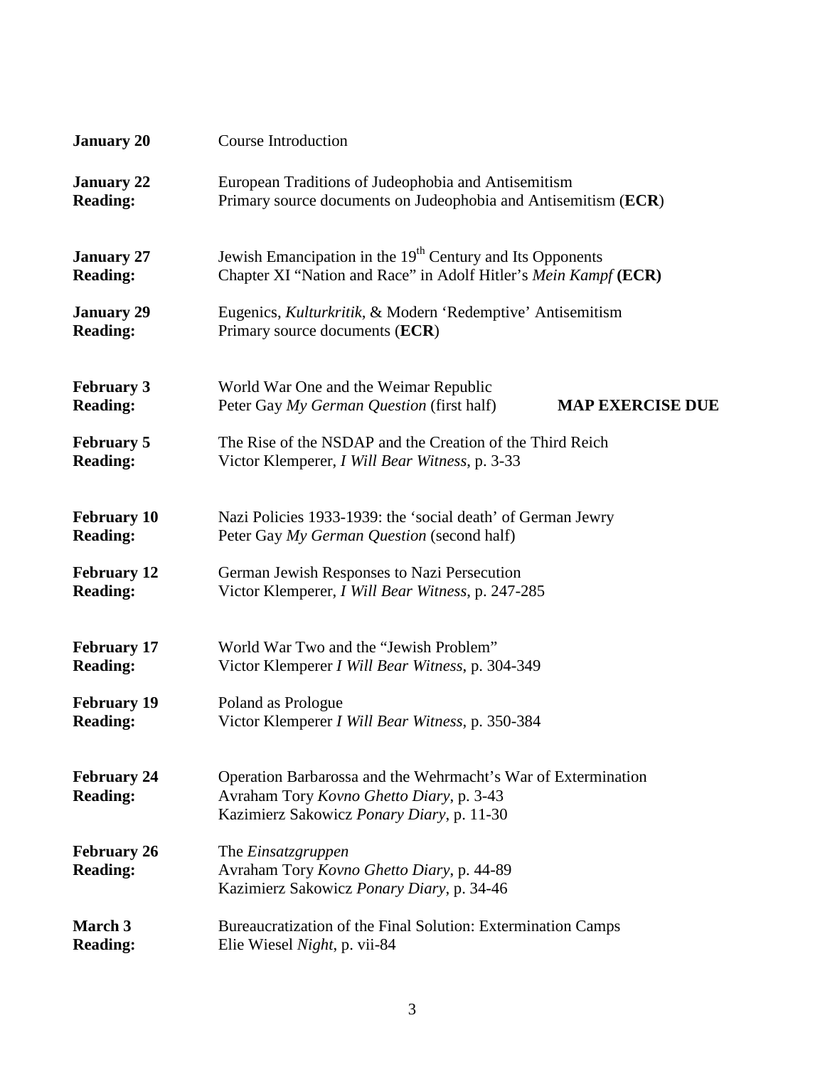**January 20** Course Introduction

**January 22** European Traditions of Judeophobia and Antisemitism
**Reading:** Primary source documents on Judeophobia and Antisemitism (**ECR**)

**January 27** Jewish Emancipation in the 19th Century and Its Opponents
**Reading:** Chapter XI "Nation and Race" in Adolf Hitler's *Mein Kampf* **(ECR)**

**January 29** Eugenics, *Kulturkritik*, & Modern 'Redemptive' Antisemitism
**Reading:** Primary source documents (**ECR**)

**February 3** World War One and the Weimar Republic
**Reading:** Peter Gay *My German Question* (first half) **MAP EXERCISE DUE**

**February 5** The Rise of the NSDAP and the Creation of the Third Reich
**Reading:** Victor Klemperer, *I Will Bear Witness*, p. 3-33

**February 10** Nazi Policies 1933-1939: the 'social death' of German Jewry
**Reading:** Peter Gay *My German Question* (second half)

**February 12** German Jewish Responses to Nazi Persecution
**Reading:** Victor Klemperer, *I Will Bear Witness*, p. 247-285

**February 17** World War Two and the "Jewish Problem"
**Reading:** Victor Klemperer *I Will Bear Witness*, p. 304-349

**February 19** Poland as Prologue
**Reading:** Victor Klemperer *I Will Bear Witness*, p. 350-384

**February 24** Operation Barbarossa and the Wehrmacht's War of Extermination
**Reading:** Avraham Tory *Kovno Ghetto Diary*, p. 3-43
Kazimierz Sakowicz *Ponary Diary*, p. 11-30

**February 26** The *Einsatzgruppen*
**Reading:** Avraham Tory *Kovno Ghetto Diary*, p. 44-89
Kazimierz Sakowicz *Ponary Diary*, p. 34-46

**March 3** Bureaucratization of the Final Solution: Extermination Camps
**Reading:** Elie Wiesel *Night*, p. vii-84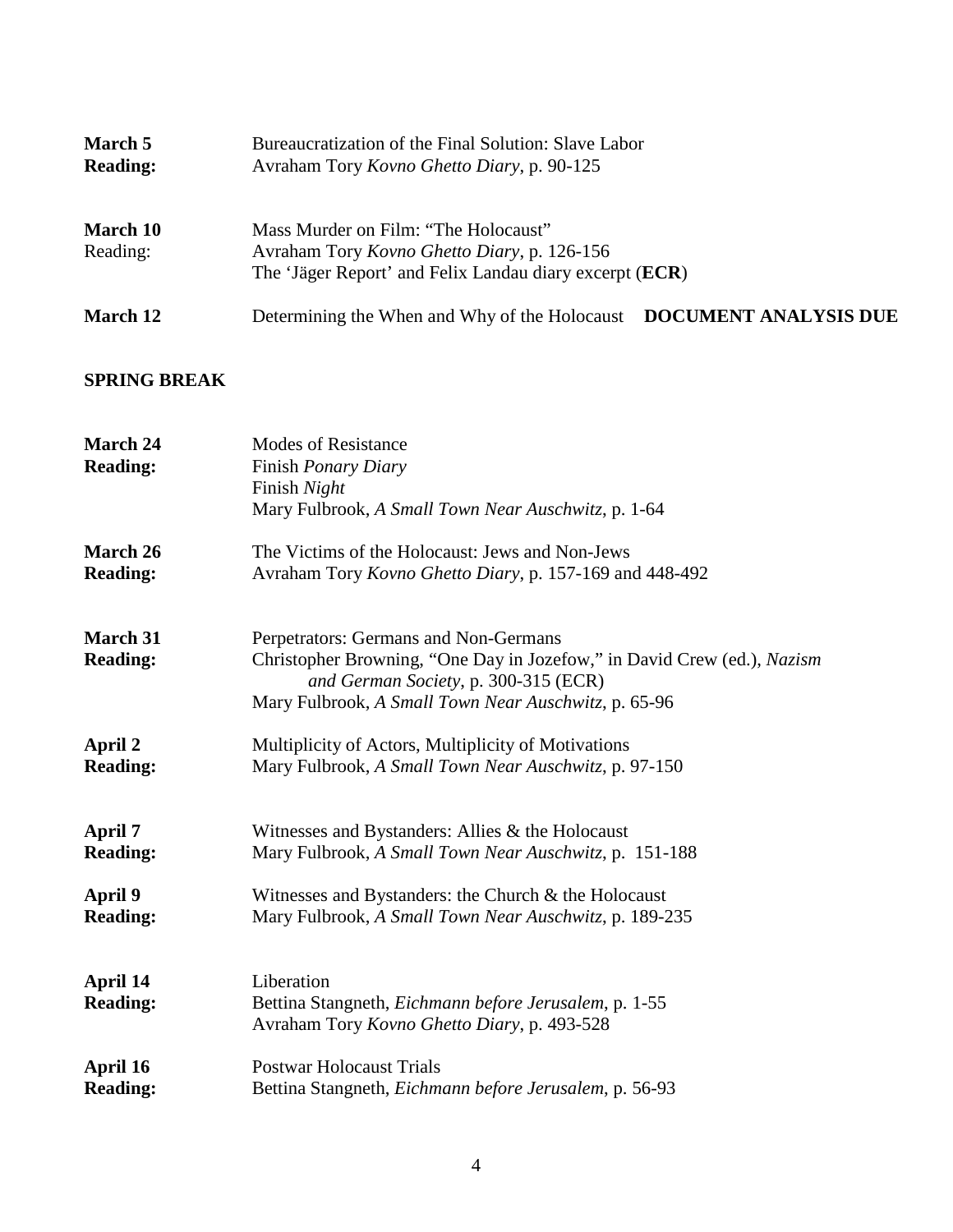**March 5** Bureaucratization of the Final Solution: Slave Labor
**Reading:** Avraham Tory *Kovno Ghetto Diary*, p. 90-125

**March 10** Mass Murder on Film: "The Holocaust"
Reading: Avraham Tory *Kovno Ghetto Diary*, p. 126-156
The 'Jäger Report' and Felix Landau diary excerpt (**ECR**)

**March 12** Determining the When and Why of the Holocaust **DOCUMENT ANALYSIS DUE**

**SPRING BREAK**

**March 24** Modes of Resistance
**Reading:** Finish *Ponary Diary*
Finish *Night*
Mary Fulbrook, *A Small Town Near Auschwitz*, p. 1-64

**March 26** The Victims of the Holocaust: Jews and Non-Jews
**Reading:** Avraham Tory *Kovno Ghetto Diary*, p. 157-169 and 448-492

**March 31** Perpetrators: Germans and Non-Germans
**Reading:** Christopher Browning, "One Day in Jozefow," in David Crew (ed.), *Nazism and German Society*, p. 300-315 (ECR)
Mary Fulbrook, *A Small Town Near Auschwitz*, p. 65-96

**April 2** Multiplicity of Actors, Multiplicity of Motivations
**Reading:** Mary Fulbrook, *A Small Town Near Auschwitz*, p. 97-150

**April 7** Witnesses and Bystanders: Allies & the Holocaust
**Reading:** Mary Fulbrook, *A Small Town Near Auschwitz*, p. 151-188

**April 9** Witnesses and Bystanders: the Church & the Holocaust
**Reading:** Mary Fulbrook, *A Small Town Near Auschwitz*, p. 189-235

**April 14** Liberation
**Reading:** Bettina Stangneth, *Eichmann before Jerusalem*, p. 1-55
Avraham Tory *Kovno Ghetto Diary*, p. 493-528

**April 16** Postwar Holocaust Trials
**Reading:** Bettina Stangneth, *Eichmann before Jerusalem*, p. 56-93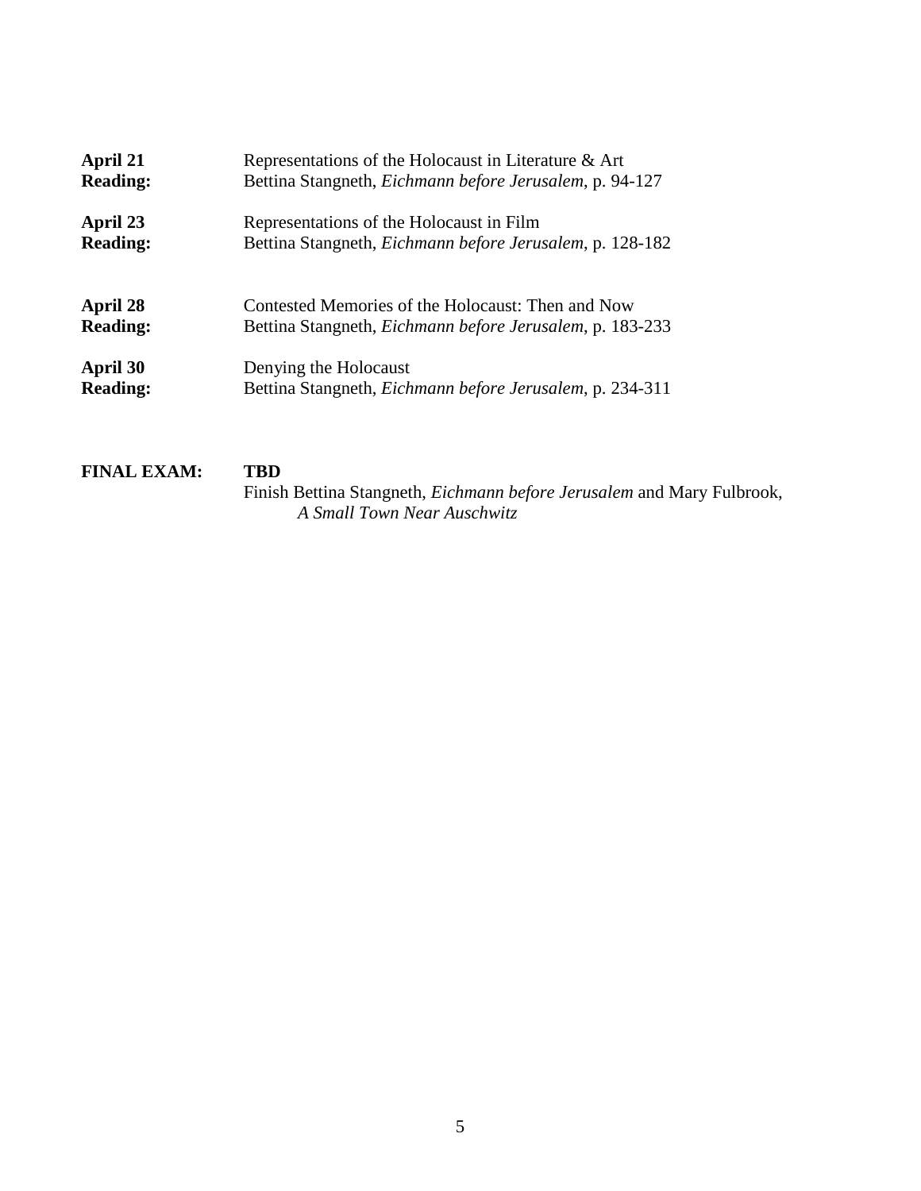**April 21** Representations of the Holocaust in Literature & Art
**Reading:** Bettina Stangneth, *Eichmann before Jerusalem*, p. 94-127

**April 23** Representations of the Holocaust in Film
**Reading:** Bettina Stangneth, *Eichmann before Jerusalem*, p. 128-182

**April 28** Contested Memories of the Holocaust: Then and Now
**Reading:** Bettina Stangneth, *Eichmann before Jerusalem*, p. 183-233

**April 30** Denying the Holocaust
**Reading:** Bettina Stangneth, *Eichmann before Jerusalem*, p. 234-311

**FINAL EXAM:** **TBD**
Finish Bettina Stangneth, *Eichmann before Jerusalem* and Mary Fulbrook, *A Small Town Near Auschwitz*